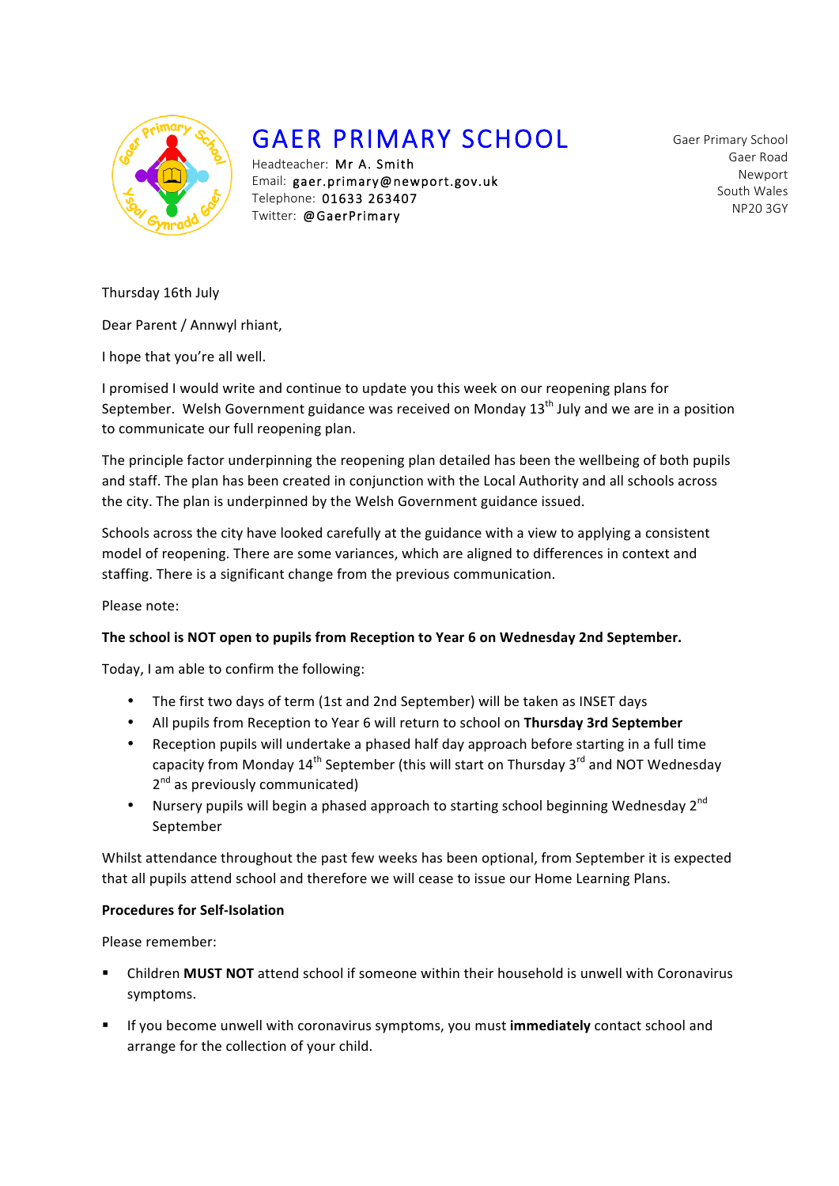# GAER PRIMARY SCHOOL

Headteacher: Mr A. Smith
Email: gaer.primary@newport.gov.uk
Telephone: 01633 263407
Twitter: @GaerPrimary

Gaer Primary School
Gaer Road
Newport
South Wales
NP20 3GY

Thursday 16th July

Dear Parent / Annwyl rhiant,

I hope that you're all well.

I promised I would write and continue to update you this week on our reopening plans for September. Welsh Government guidance was received on Monday 13th July and we are in a position to communicate our full reopening plan.

The principle factor underpinning the reopening plan detailed has been the wellbeing of both pupils and staff. The plan has been created in conjunction with the Local Authority and all schools across the city. The plan is underpinned by the Welsh Government guidance issued.

Schools across the city have looked carefully at the guidance with a view to applying a consistent model of reopening. There are some variances, which are aligned to differences in context and staffing. There is a significant change from the previous communication.

Please note:

**The school is NOT open to pupils from Reception to Year 6 on Wednesday 2nd September.**

Today, I am able to confirm the following:

- The first two days of term (1st and 2nd September) will be taken as INSET days
- All pupils from Reception to Year 6 will return to school on **Thursday 3rd September**
- Reception pupils will undertake a phased half day approach before starting in a full time capacity from Monday 14th September (this will start on Thursday 3rd and NOT Wednesday 2nd as previously communicated)
- Nursery pupils will begin a phased approach to starting school beginning Wednesday 2nd September

Whilst attendance throughout the past few weeks has been optional, from September it is expected that all pupils attend school and therefore we will cease to issue our Home Learning Plans.

**Procedures for Self-Isolation**

Please remember:

- Children **MUST NOT** attend school if someone within their household is unwell with Coronavirus symptoms.
- If you become unwell with coronavirus symptoms, you must **immediately** contact school and arrange for the collection of your child.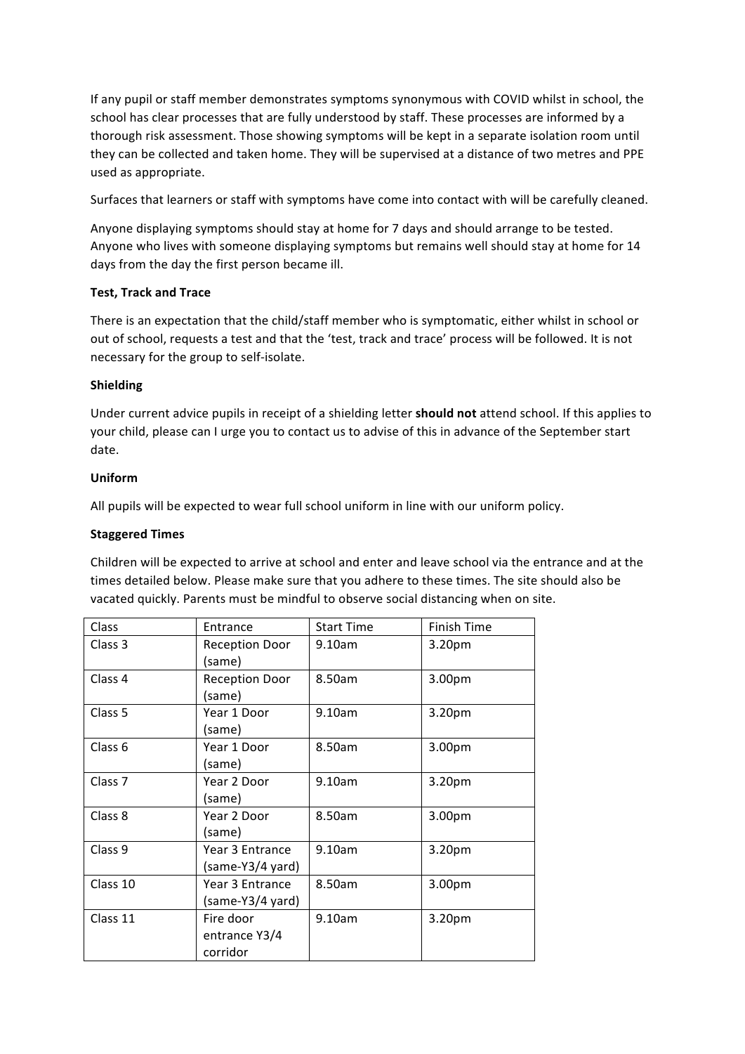If any pupil or staff member demonstrates symptoms synonymous with COVID whilst in school, the school has clear processes that are fully understood by staff. These processes are informed by a thorough risk assessment. Those showing symptoms will be kept in a separate isolation room until they can be collected and taken home. They will be supervised at a distance of two metres and PPE used as appropriate.

Surfaces that learners or staff with symptoms have come into contact with will be carefully cleaned.

Anyone displaying symptoms should stay at home for 7 days and should arrange to be tested. Anyone who lives with someone displaying symptoms but remains well should stay at home for 14 days from the day the first person became ill.

**Test, Track and Trace**

There is an expectation that the child/staff member who is symptomatic, either whilst in school or out of school, requests a test and that the 'test, track and trace' process will be followed. It is not necessary for the group to self-isolate.

**Shielding**

Under current advice pupils in receipt of a shielding letter **should not** attend school. If this applies to your child, please can I urge you to contact us to advise of this in advance of the September start date.

**Uniform**

All pupils will be expected to wear full school uniform in line with our uniform policy.

**Staggered Times**

Children will be expected to arrive at school and enter and leave school via the entrance and at the times detailed below. Please make sure that you adhere to these times. The site should also be vacated quickly. Parents must be mindful to observe social distancing when on site.

| Class | Entrance | Start Time | Finish Time |
|---|---|---|---|
| Class 3 | Reception Door (same) | 9.10am | 3.20pm |
| Class 4 | Reception Door (same) | 8.50am | 3.00pm |
| Class 5 | Year 1 Door (same) | 9.10am | 3.20pm |
| Class 6 | Year 1 Door (same) | 8.50am | 3.00pm |
| Class 7 | Year 2 Door (same) | 9.10am | 3.20pm |
| Class 8 | Year 2 Door (same) | 8.50am | 3.00pm |
| Class 9 | Year 3 Entrance (same-Y3/4 yard) | 9.10am | 3.20pm |
| Class 10 | Year 3 Entrance (same-Y3/4 yard) | 8.50am | 3.00pm |
| Class 11 | Fire door entrance Y3/4 corridor | 9.10am | 3.20pm |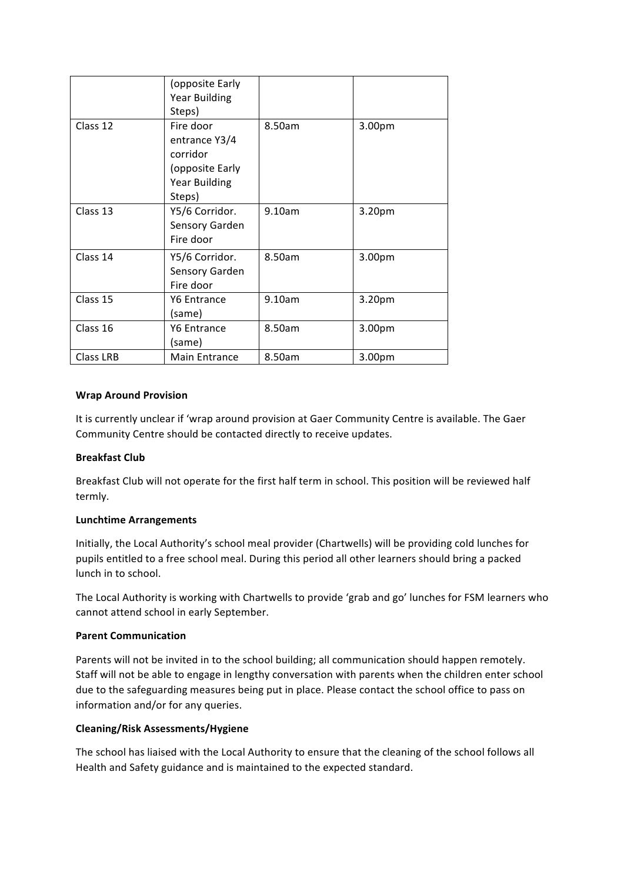| | | | |
|---|---|---|---|
| | (opposite Early Year Building Steps) | | |
| Class 12 | Fire door entrance Y3/4 corridor (opposite Early Year Building Steps) | 8.50am | 3.00pm |
| Class 13 | Y5/6 Corridor. Sensory Garden Fire door | 9.10am | 3.20pm |
| Class 14 | Y5/6 Corridor. Sensory Garden Fire door | 8.50am | 3.00pm |
| Class 15 | Y6 Entrance (same) | 9.10am | 3.20pm |
| Class 16 | Y6 Entrance (same) | 8.50am | 3.00pm |
| Class LRB | Main Entrance | 8.50am | 3.00pm |

**Wrap Around Provision**

It is currently unclear if 'wrap around provision at Gaer Community Centre is available. The Gaer Community Centre should be contacted directly to receive updates.

**Breakfast Club**

Breakfast Club will not operate for the first half term in school. This position will be reviewed half termly.

**Lunchtime Arrangements**

Initially, the Local Authority's school meal provider (Chartwells) will be providing cold lunches for pupils entitled to a free school meal. During this period all other learners should bring a packed lunch in to school.

The Local Authority is working with Chartwells to provide 'grab and go' lunches for FSM learners who cannot attend school in early September.

**Parent Communication**

Parents will not be invited in to the school building; all communication should happen remotely. Staff will not be able to engage in lengthy conversation with parents when the children enter school due to the safeguarding measures being put in place. Please contact the school office to pass on information and/or for any queries.

**Cleaning/Risk Assessments/Hygiene**

The school has liaised with the Local Authority to ensure that the cleaning of the school follows all Health and Safety guidance and is maintained to the expected standard.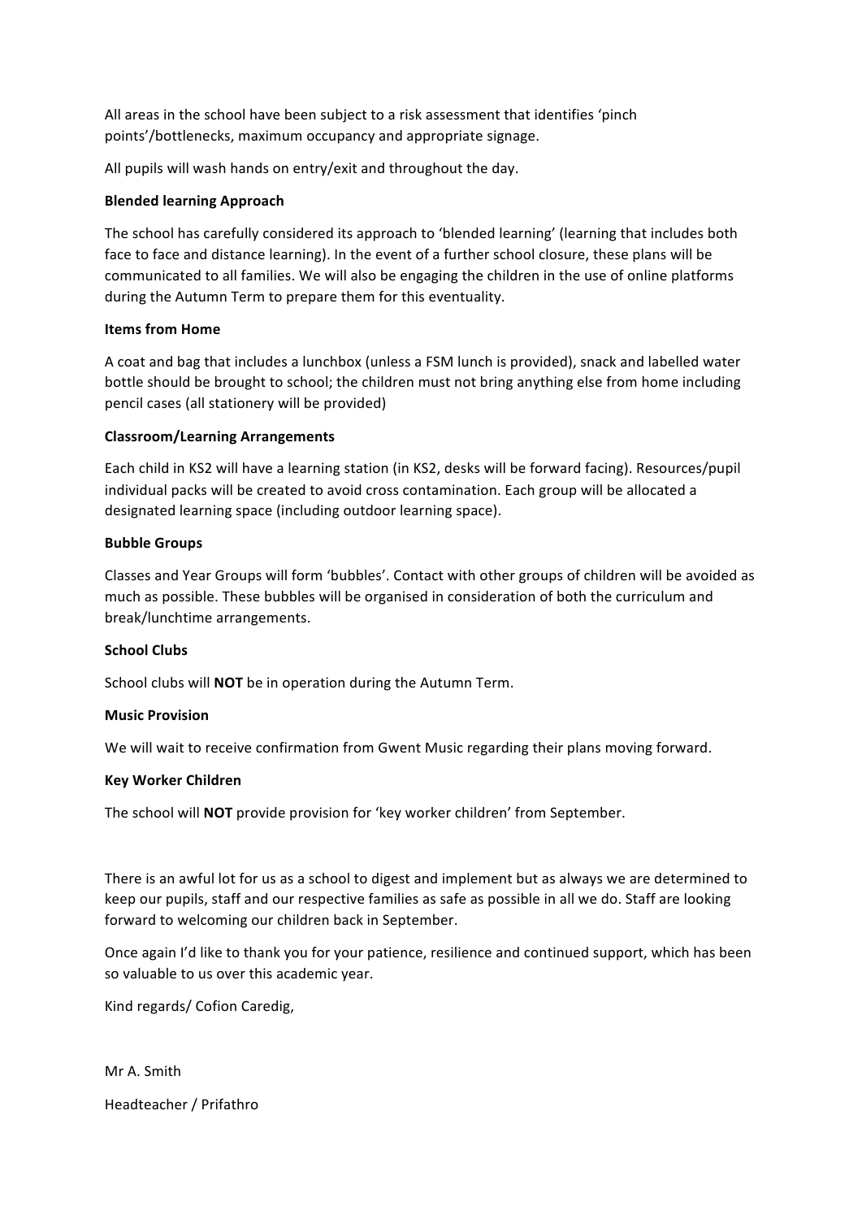All areas in the school have been subject to a risk assessment that identifies 'pinch points'/bottlenecks, maximum occupancy and appropriate signage.

All pupils will wash hands on entry/exit and throughout the day.

**Blended learning Approach**

The school has carefully considered its approach to 'blended learning' (learning that includes both face to face and distance learning). In the event of a further school closure, these plans will be communicated to all families. We will also be engaging the children in the use of online platforms during the Autumn Term to prepare them for this eventuality.

**Items from Home**

A coat and bag that includes a lunchbox (unless a FSM lunch is provided), snack and labelled water bottle should be brought to school; the children must not bring anything else from home including pencil cases (all stationery will be provided)

**Classroom/Learning Arrangements**

Each child in KS2 will have a learning station (in KS2, desks will be forward facing). Resources/pupil individual packs will be created to avoid cross contamination. Each group will be allocated a designated learning space (including outdoor learning space).

**Bubble Groups**

Classes and Year Groups will form 'bubbles'. Contact with other groups of children will be avoided as much as possible. These bubbles will be organised in consideration of both the curriculum and break/lunchtime arrangements.

**School Clubs**

School clubs will **NOT** be in operation during the Autumn Term.

**Music Provision**

We will wait to receive confirmation from Gwent Music regarding their plans moving forward.

**Key Worker Children**

The school will **NOT** provide provision for 'key worker children' from September.

There is an awful lot for us as a school to digest and implement but as always we are determined to keep our pupils, staff and our respective families as safe as possible in all we do. Staff are looking forward to welcoming our children back in September.

Once again I'd like to thank you for your patience, resilience and continued support, which has been so valuable to us over this academic year.

Kind regards/ Cofion Caredig,

Mr A. Smith

Headteacher / Prifathro